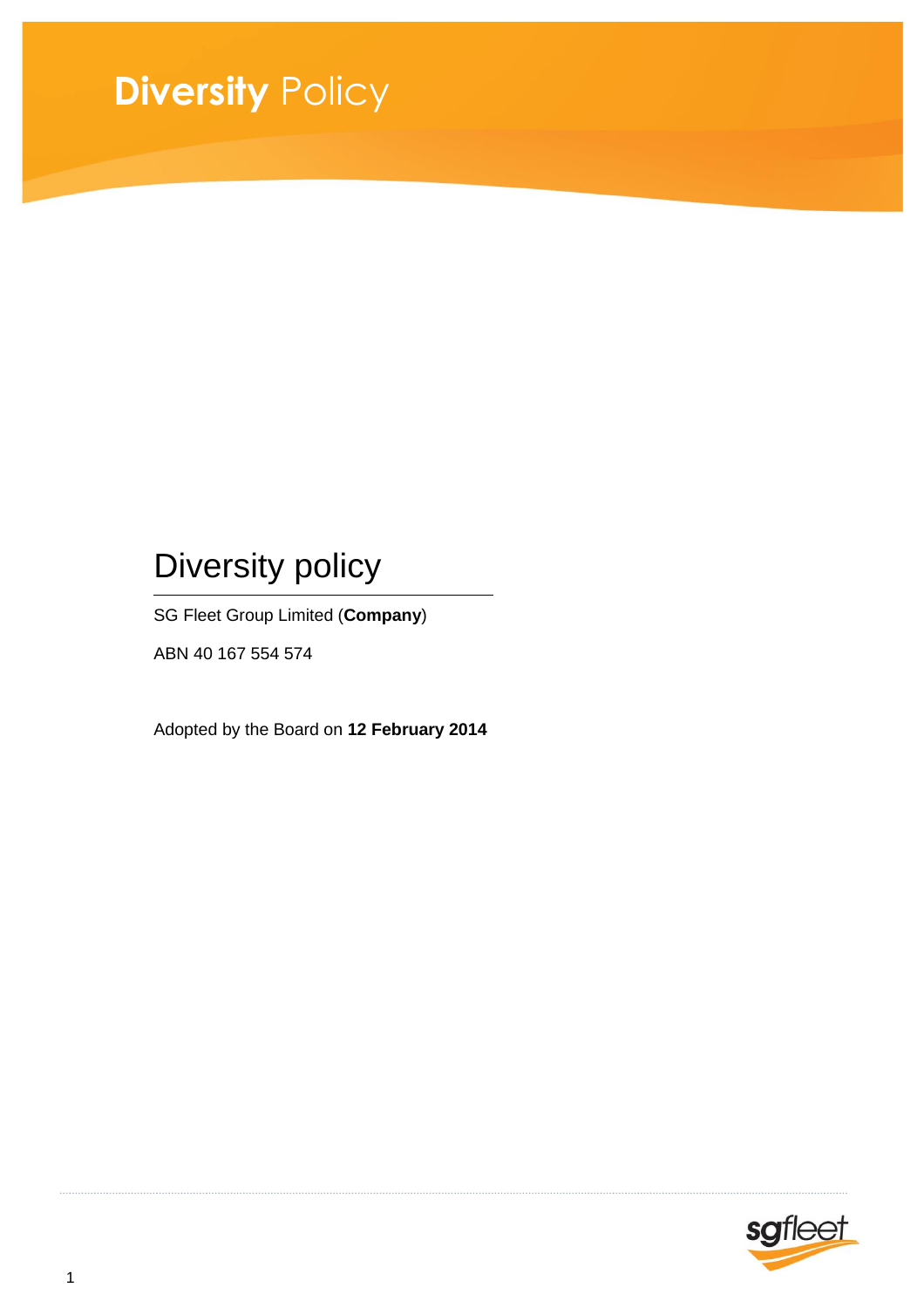# **Diversity** Policy

## Diversity policy

SG Fleet Group Limited (**Company**)

ABN 40 167 554 574

Adopted by the Board on **12 February 2014**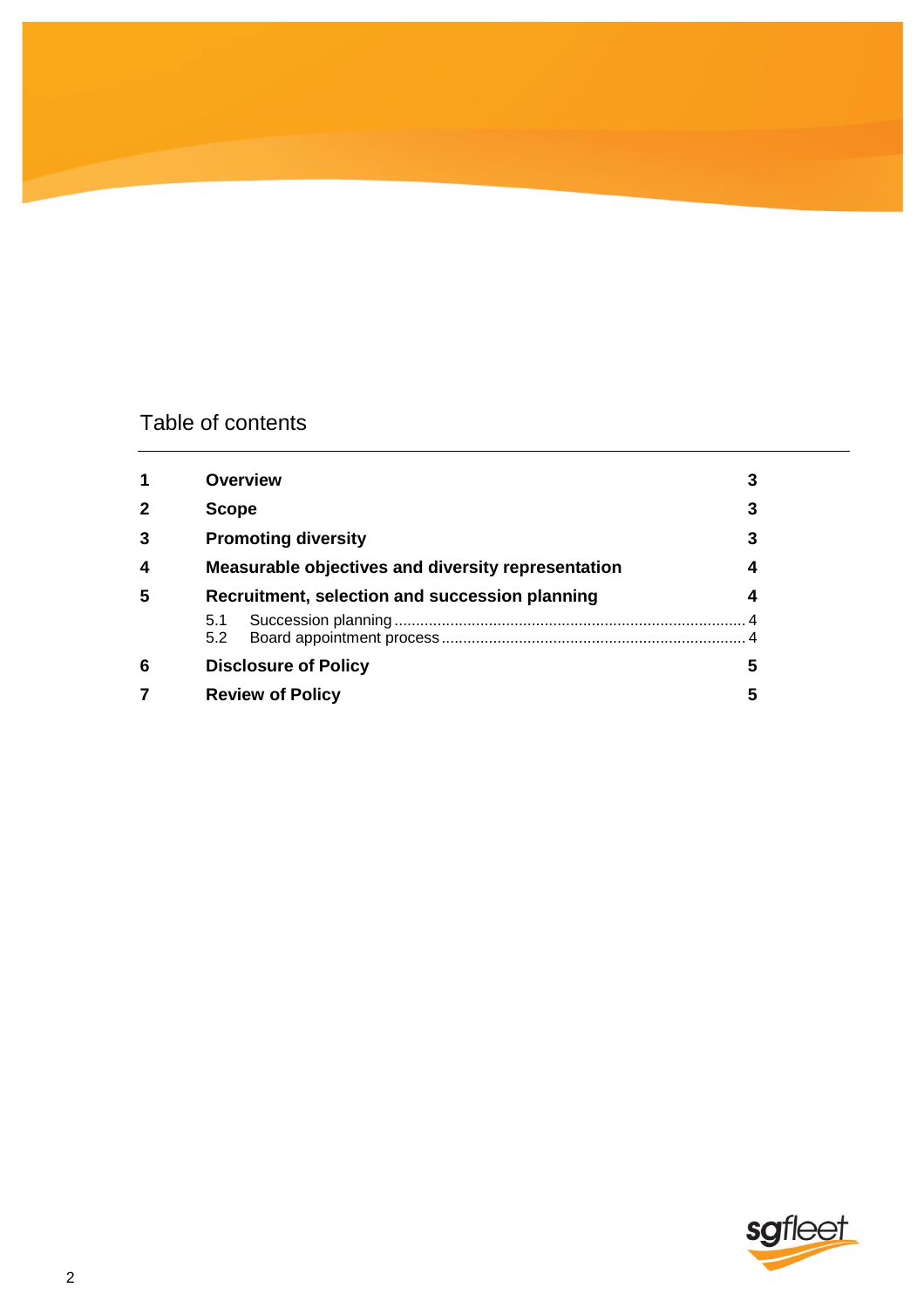## Table of contents

| | | |
|---|---|---|
| **1** | **Overview** | **3** |
| **2** | **Scope** | **3** |
| **3** | **Promoting diversity** | **3** |
| **4** | **Measurable objectives and diversity representation** | **4** |
| **5** | **Recruitment, selection and succession planning** | **4** |
| | 5.1 Succession planning | 4 |
| | 5.2 Board appointment process | 4 |
| **6** | **Disclosure of Policy** | **5** |
| **7** | **Review of Policy** | **5** |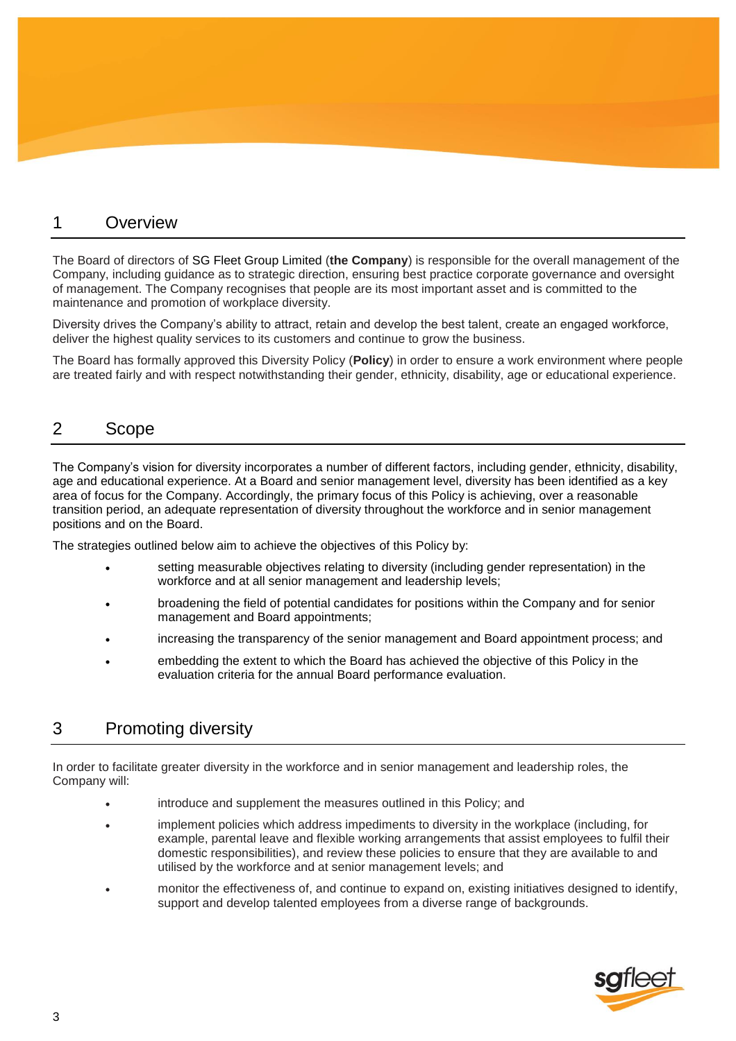## 1 Overview

The Board of directors of SG Fleet Group Limited (**the Company**) is responsible for the overall management of the Company, including guidance as to strategic direction, ensuring best practice corporate governance and oversight of management. The Company recognises that people are its most important asset and is committed to the maintenance and promotion of workplace diversity.

Diversity drives the Company's ability to attract, retain and develop the best talent, create an engaged workforce, deliver the highest quality services to its customers and continue to grow the business.

The Board has formally approved this Diversity Policy (**Policy**) in order to ensure a work environment where people are treated fairly and with respect notwithstanding their gender, ethnicity, disability, age or educational experience.

## 2 Scope

The Company's vision for diversity incorporates a number of different factors, including gender, ethnicity, disability, age and educational experience. At a Board and senior management level, diversity has been identified as a key area of focus for the Company. Accordingly, the primary focus of this Policy is achieving, over a reasonable transition period, an adequate representation of diversity throughout the workforce and in senior management positions and on the Board.

The strategies outlined below aim to achieve the objectives of this Policy by:

- setting measurable objectives relating to diversity (including gender representation) in the workforce and at all senior management and leadership levels;
- broadening the field of potential candidates for positions within the Company and for senior management and Board appointments;
- increasing the transparency of the senior management and Board appointment process; and
- embedding the extent to which the Board has achieved the objective of this Policy in the evaluation criteria for the annual Board performance evaluation.

## 3 Promoting diversity

In order to facilitate greater diversity in the workforce and in senior management and leadership roles, the Company will:

- introduce and supplement the measures outlined in this Policy; and
- implement policies which address impediments to diversity in the workplace (including, for example, parental leave and flexible working arrangements that assist employees to fulfil their domestic responsibilities), and review these policies to ensure that they are available to and utilised by the workforce and at senior management levels; and
- monitor the effectiveness of, and continue to expand on, existing initiatives designed to identify, support and develop talented employees from a diverse range of backgrounds.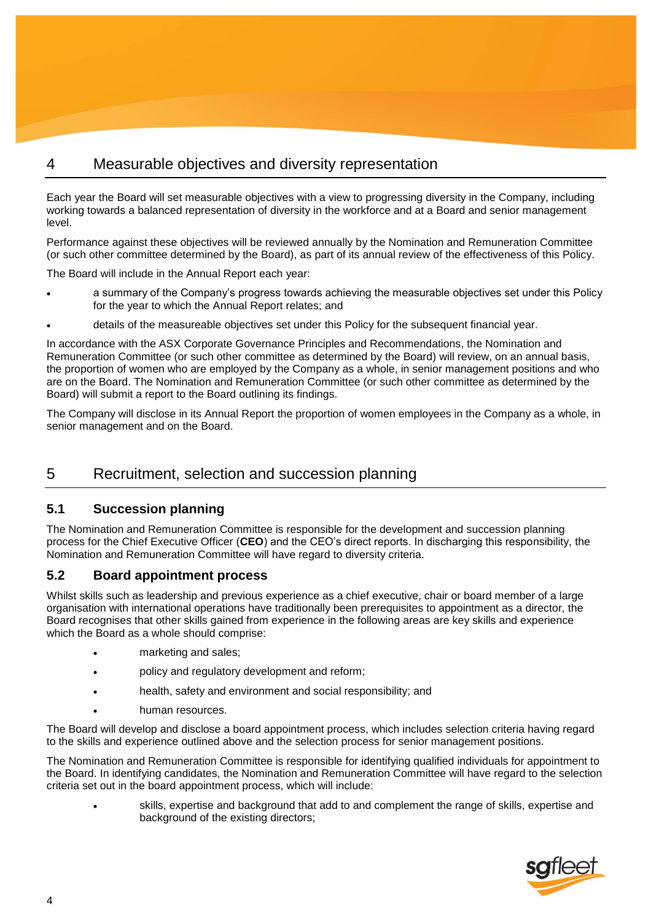## 4 Measurable objectives and diversity representation

Each year the Board will set measurable objectives with a view to progressing diversity in the Company, including working towards a balanced representation of diversity in the workforce and at a Board and senior management level.

Performance against these objectives will be reviewed annually by the Nomination and Remuneration Committee (or such other committee determined by the Board), as part of its annual review of the effectiveness of this Policy.

The Board will include in the Annual Report each year:

- a summary of the Company's progress towards achieving the measurable objectives set under this Policy for the year to which the Annual Report relates; and
- details of the measureable objectives set under this Policy for the subsequent financial year.

In accordance with the ASX Corporate Governance Principles and Recommendations, the Nomination and Remuneration Committee (or such other committee as determined by the Board) will review, on an annual basis, the proportion of women who are employed by the Company as a whole, in senior management positions and who are on the Board. The Nomination and Remuneration Committee (or such other committee as determined by the Board) will submit a report to the Board outlining its findings.

The Company will disclose in its Annual Report the proportion of women employees in the Company as a whole, in senior management and on the Board.

## 5 Recruitment, selection and succession planning

### 5.1 Succession planning

The Nomination and Remuneration Committee is responsible for the development and succession planning process for the Chief Executive Officer (**CEO**) and the CEO's direct reports. In discharging this responsibility, the Nomination and Remuneration Committee will have regard to diversity criteria.

### 5.2 Board appointment process

Whilst skills such as leadership and previous experience as a chief executive, chair or board member of a large organisation with international operations have traditionally been prerequisites to appointment as a director, the Board recognises that other skills gained from experience in the following areas are key skills and experience which the Board as a whole should comprise:

- marketing and sales;
- policy and regulatory development and reform;
- health, safety and environment and social responsibility; and
- human resources.

The Board will develop and disclose a board appointment process, which includes selection criteria having regard to the skills and experience outlined above and the selection process for senior management positions.

The Nomination and Remuneration Committee is responsible for identifying qualified individuals for appointment to the Board. In identifying candidates, the Nomination and Remuneration Committee will have regard to the selection criteria set out in the board appointment process, which will include:

- skills, expertise and background that add to and complement the range of skills, expertise and background of the existing directors;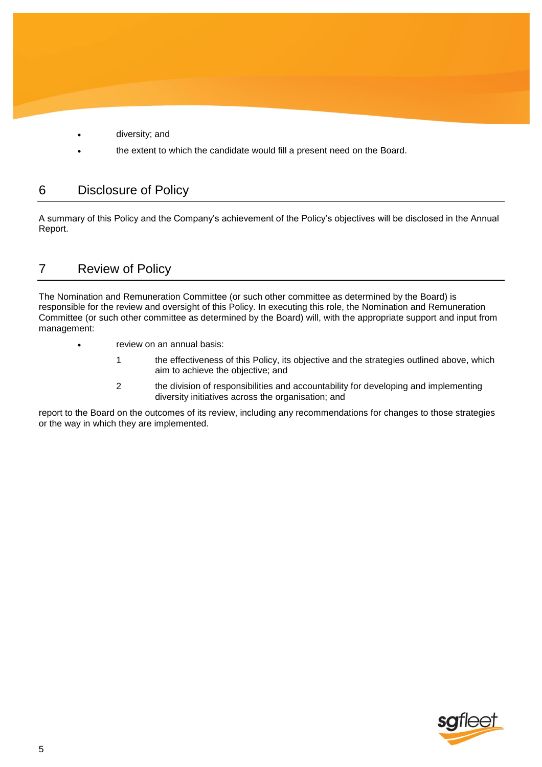- diversity; and
- the extent to which the candidate would fill a present need on the Board.

## 6 Disclosure of Policy

A summary of this Policy and the Company's achievement of the Policy's objectives will be disclosed in the Annual Report.

## 7 Review of Policy

The Nomination and Remuneration Committee (or such other committee as determined by the Board) is responsible for the review and oversight of this Policy. In executing this role, the Nomination and Remuneration Committee (or such other committee as determined by the Board) will, with the appropriate support and input from management:

- review on an annual basis:
  1. the effectiveness of this Policy, its objective and the strategies outlined above, which aim to achieve the objective; and
  2. the division of responsibilities and accountability for developing and implementing diversity initiatives across the organisation; and

report to the Board on the outcomes of its review, including any recommendations for changes to those strategies or the way in which they are implemented.